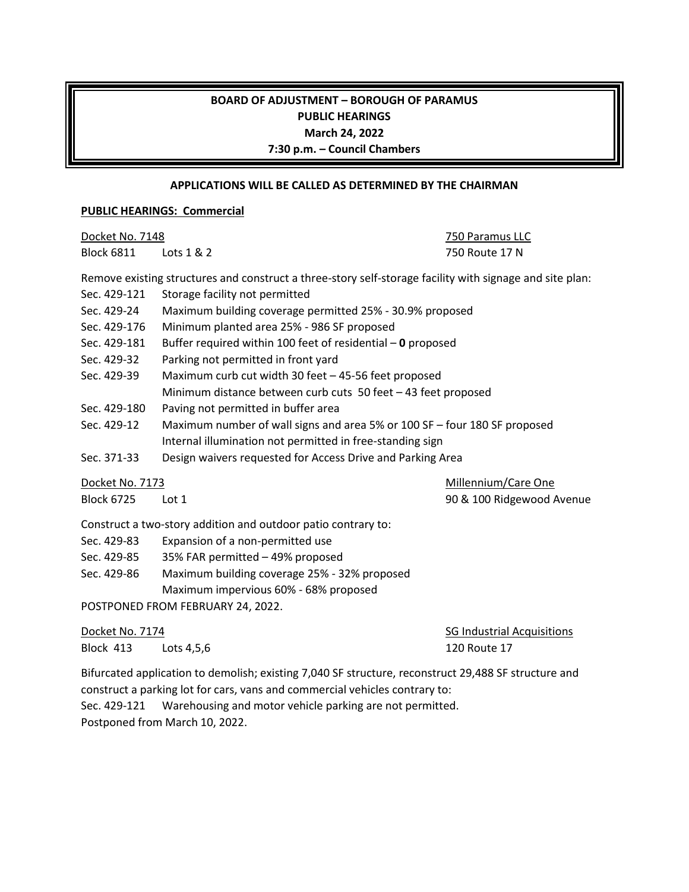# BOARD OF ADJUSTMENT – BOROUGH OF PARAMUS

## PUBLIC HEARINGS

### March 24, 2022

### 7:30 p.m. – Council Chambers

**APPLICATIONS WILL BE CALLED AS DETERMINED BY THE CHAIRMAN**

**PUBLIC HEARINGS: Commercial**

Docket No. 7148 — 750 Paramus LLC
Block 6811 Lots 1 & 2 — 750 Route 17 N

Remove existing structures and construct a three-story self-storage facility with signage and site plan:

| | |
|---|---|
| Sec. 429-121 | Storage facility not permitted |
| Sec. 429-24 | Maximum building coverage permitted 25% - 30.9% proposed |
| Sec. 429-176 | Minimum planted area 25% - 986 SF proposed |
| Sec. 429-181 | Buffer required within 100 feet of residential – **0** proposed |
| Sec. 429-32 | Parking not permitted in front yard |
| Sec. 429-39 | Maximum curb cut width 30 feet – 45-56 feet proposed |
| | Minimum distance between curb cuts 50 feet – 43 feet proposed |
| Sec. 429-180 | Paving not permitted in buffer area |
| Sec. 429-12 | Maximum number of wall signs and area 5% or 100 SF – four 180 SF proposed |
| | Internal illumination not permitted in free-standing sign |
| Sec. 371-33 | Design waivers requested for Access Drive and Parking Area |

Docket No. 7173 — Millennium/Care One
Block 6725 Lot 1 — 90 & 100 Ridgewood Avenue

Construct a two-story addition and outdoor patio contrary to:

| | |
|---|---|
| Sec. 429-83 | Expansion of a non-permitted use |
| Sec. 429-85 | 35% FAR permitted – 49% proposed |
| Sec. 429-86 | Maximum building coverage 25% - 32% proposed |
| | Maximum impervious 60% - 68% proposed |

POSTPONED FROM FEBRUARY 24, 2022.

Docket No. 7174 — SG Industrial Acquisitions
Block 413 Lots 4,5,6 — 120 Route 17

Bifurcated application to demolish; existing 7,040 SF structure, reconstruct 29,488 SF structure and construct a parking lot for cars, vans and commercial vehicles contrary to:

Sec. 429-121 Warehousing and motor vehicle parking are not permitted.

Postponed from March 10, 2022.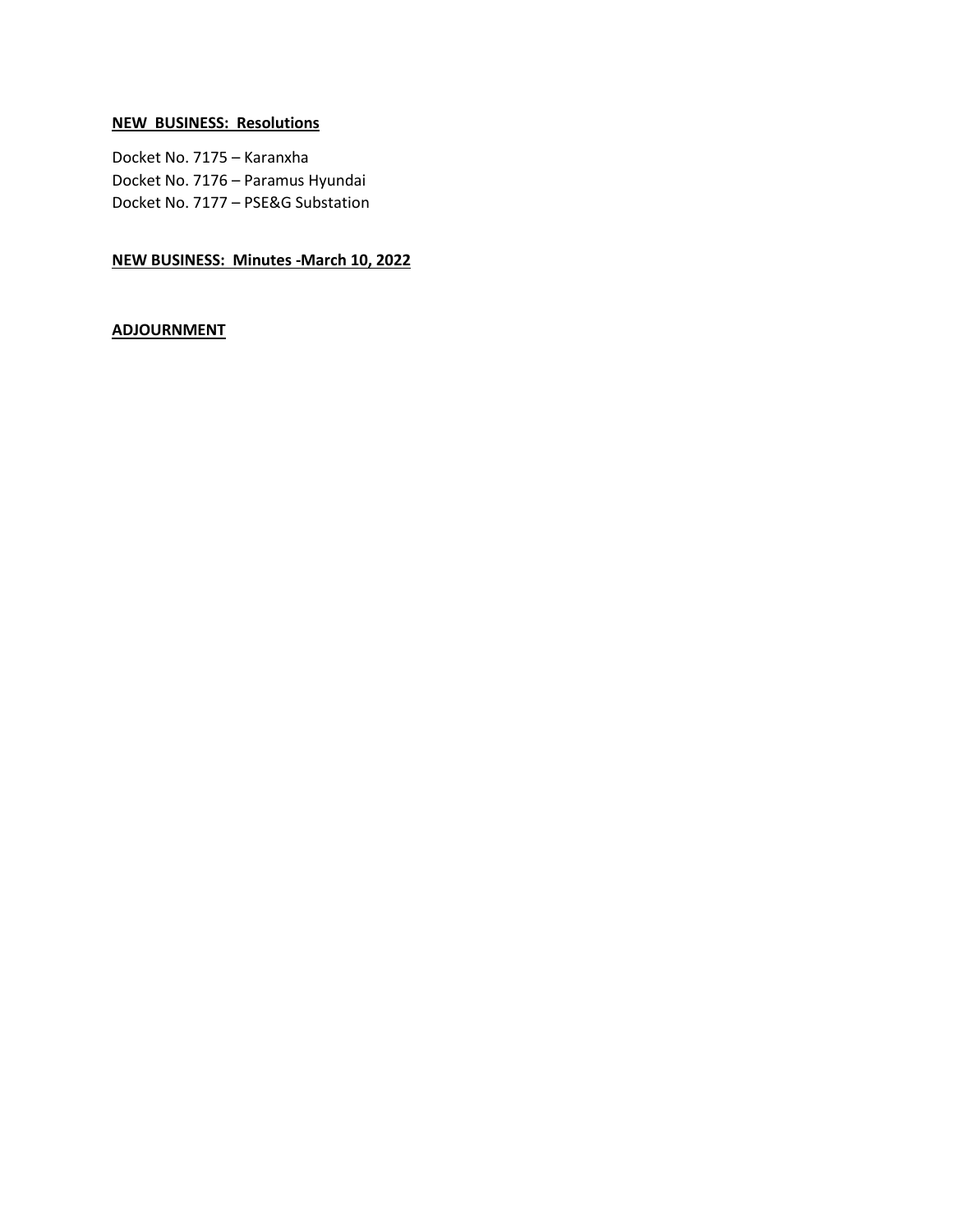**NEW BUSINESS: Resolutions**

Docket No. 7175 – Karanxha
Docket No. 7176 – Paramus Hyundai
Docket No. 7177 – PSE&G Substation

**NEW BUSINESS: Minutes -March 10, 2022**

**ADJOURNMENT**